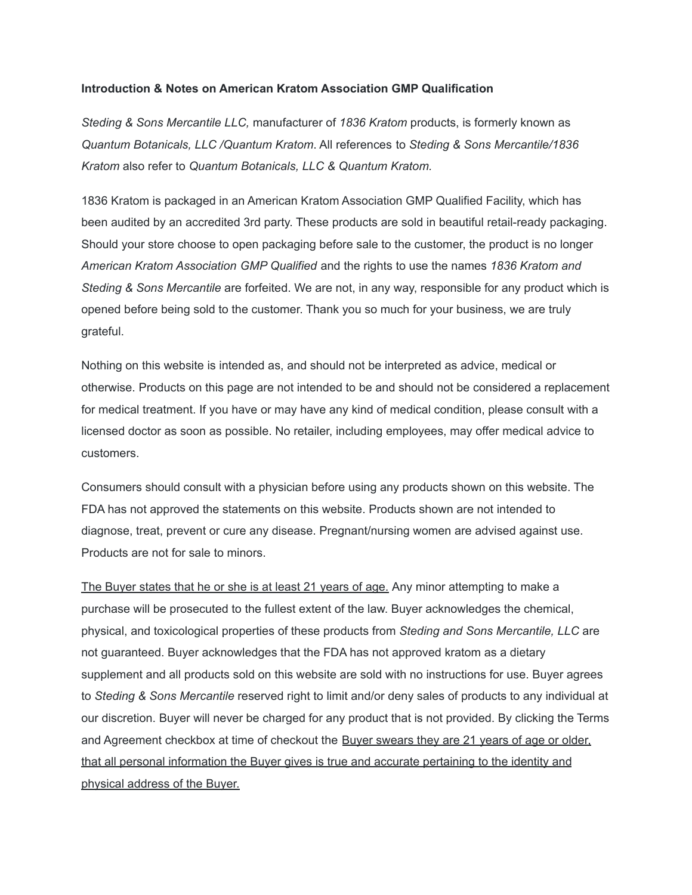**Introduction & Notes on American Kratom Association GMP Qualification**

*Steding & Sons Mercantile LLC,* manufacturer of *1836 Kratom* products, is formerly known as *Quantum Botanicals, LLC /Quantum Kratom*. All references to *Steding & Sons Mercantile/1836 Kratom* also refer to *Quantum Botanicals, LLC & Quantum Kratom.*

1836 Kratom is packaged in an American Kratom Association GMP Qualified Facility, which has been audited by an accredited 3rd party. These products are sold in beautiful retail-ready packaging. Should your store choose to open packaging before sale to the customer, the product is no longer *American Kratom Association GMP Qualified* and the rights to use the names *1836 Kratom and Steding & Sons Mercantile* are forfeited. We are not, in any way, responsible for any product which is opened before being sold to the customer. Thank you so much for your business, we are truly grateful.

Nothing on this website is intended as, and should not be interpreted as advice, medical or otherwise. Products on this page are not intended to be and should not be considered a replacement for medical treatment. If you have or may have any kind of medical condition, please consult with a licensed doctor as soon as possible. No retailer, including employees, may offer medical advice to customers.

Consumers should consult with a physician before using any products shown on this website. The FDA has not approved the statements on this website. Products shown are not intended to diagnose, treat, prevent or cure any disease. Pregnant/nursing women are advised against use. Products are not for sale to minors.

<u>The Buyer states that he or she is at least 21 years of age.</u> Any minor attempting to make a purchase will be prosecuted to the fullest extent of the law. Buyer acknowledges the chemical, physical, and toxicological properties of these products from *Steding and Sons Mercantile, LLC* are not guaranteed. Buyer acknowledges that the FDA has not approved kratom as a dietary supplement and all products sold on this website are sold with no instructions for use. Buyer agrees to *Steding & Sons Mercantile* reserved right to limit and/or deny sales of products to any individual at our discretion. Buyer will never be charged for any product that is not provided. By clicking the Terms and Agreement checkbox at time of checkout the <u>Buyer swears they are 21 years of age or older, that all personal information the Buyer gives is true and accurate pertaining to the identity and physical address of the Buyer.</u>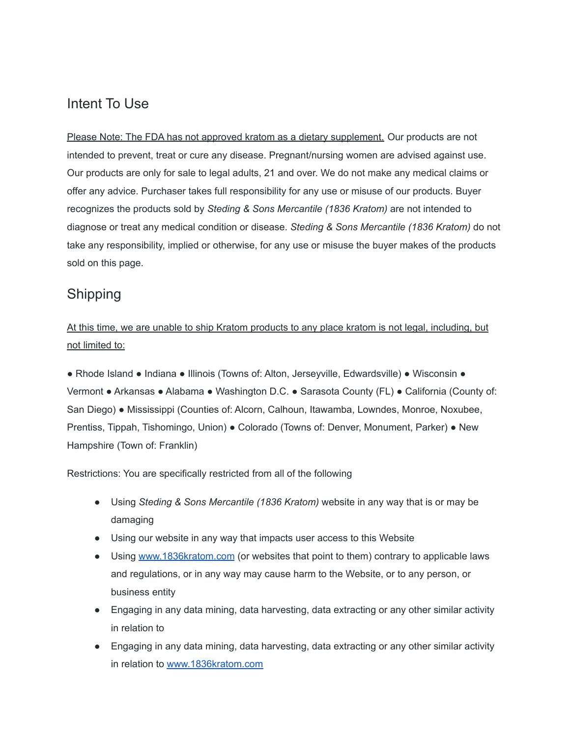## Intent To Use

<u>Please Note: The FDA has not approved kratom as a dietary supplement.</u> Our products are not intended to prevent, treat or cure any disease. Pregnant/nursing women are advised against use. Our products are only for sale to legal adults, 21 and over. We do not make any medical claims or offer any advice. Purchaser takes full responsibility for any use or misuse of our products. Buyer recognizes the products sold by *Steding & Sons Mercantile (1836 Kratom)* are not intended to diagnose or treat any medical condition or disease. *Steding & Sons Mercantile (1836 Kratom)* do not take any responsibility, implied or otherwise, for any use or misuse the buyer makes of the products sold on this page.

## Shipping

<u>At this time, we are unable to ship Kratom products to any place kratom is not legal, including, but not limited to:</u>

● Rhode Island ● Indiana ● Illinois (Towns of: Alton, Jerseyville, Edwardsville) ● Wisconsin ● Vermont ● Arkansas ● Alabama ● Washington D.C. ● Sarasota County (FL) ● California (County of: San Diego) ● Mississippi (Counties of: Alcorn, Calhoun, Itawamba, Lowndes, Monroe, Noxubee, Prentiss, Tippah, Tishomingo, Union) ● Colorado (Towns of: Denver, Monument, Parker) ● New Hampshire (Town of: Franklin)

Restrictions: You are specifically restricted from all of the following

- Using *Steding & Sons Mercantile (1836 Kratom)* website in any way that is or may be damaging
- Using our website in any way that impacts user access to this Website
- Using [www.1836kratom.com](http://www.1836kratom.com) (or websites that point to them) contrary to applicable laws and regulations, or in any way may cause harm to the Website, or to any person, or business entity
- Engaging in any data mining, data harvesting, data extracting or any other similar activity in relation to
- Engaging in any data mining, data harvesting, data extracting or any other similar activity in relation to [www.1836kratom.com](http://www.1836kratom.com)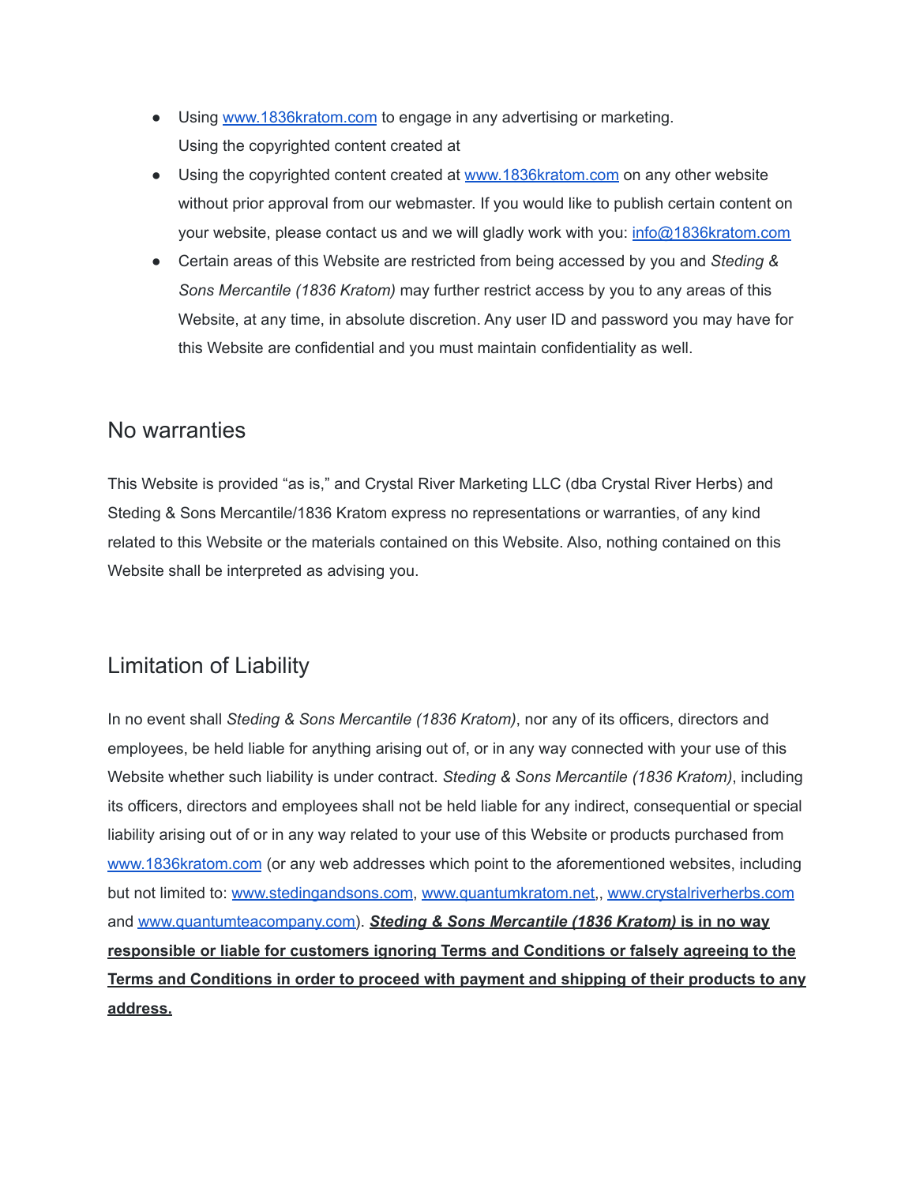- Using www.1836kratom.com to engage in any advertising or marketing.
  Using the copyrighted content created at
- Using the copyrighted content created at www.1836kratom.com on any other website without prior approval from our webmaster. If you would like to publish certain content on your website, please contact us and we will gladly work with you: info@1836kratom.com
- Certain areas of this Website are restricted from being accessed by you and *Steding & Sons Mercantile (1836 Kratom)* may further restrict access by you to any areas of this Website, at any time, in absolute discretion. Any user ID and password you may have for this Website are confidential and you must maintain confidentiality as well.

## No warranties

This Website is provided "as is," and Crystal River Marketing LLC (dba Crystal River Herbs) and Steding & Sons Mercantile/1836 Kratom express no representations or warranties, of any kind related to this Website or the materials contained on this Website. Also, nothing contained on this Website shall be interpreted as advising you.

## Limitation of Liability

In no event shall *Steding & Sons Mercantile (1836 Kratom)*, nor any of its officers, directors and employees, be held liable for anything arising out of, or in any way connected with your use of this Website whether such liability is under contract. *Steding & Sons Mercantile (1836 Kratom)*, including its officers, directors and employees shall not be held liable for any indirect, consequential or special liability arising out of or in any way related to your use of this Website or products purchased from www.1836kratom.com (or any web addresses which point to the aforementioned websites, including but not limited to: www.stedingandsons.com, www.quantumkratom.net,, www.crystalriverherbs.com and www.quantumteacompany.com). ***Steding & Sons Mercantile (1836 Kratom)*** **is in no way responsible or liable for customers ignoring Terms and Conditions or falsely agreeing to the Terms and Conditions in order to proceed with payment and shipping of their products to any address.**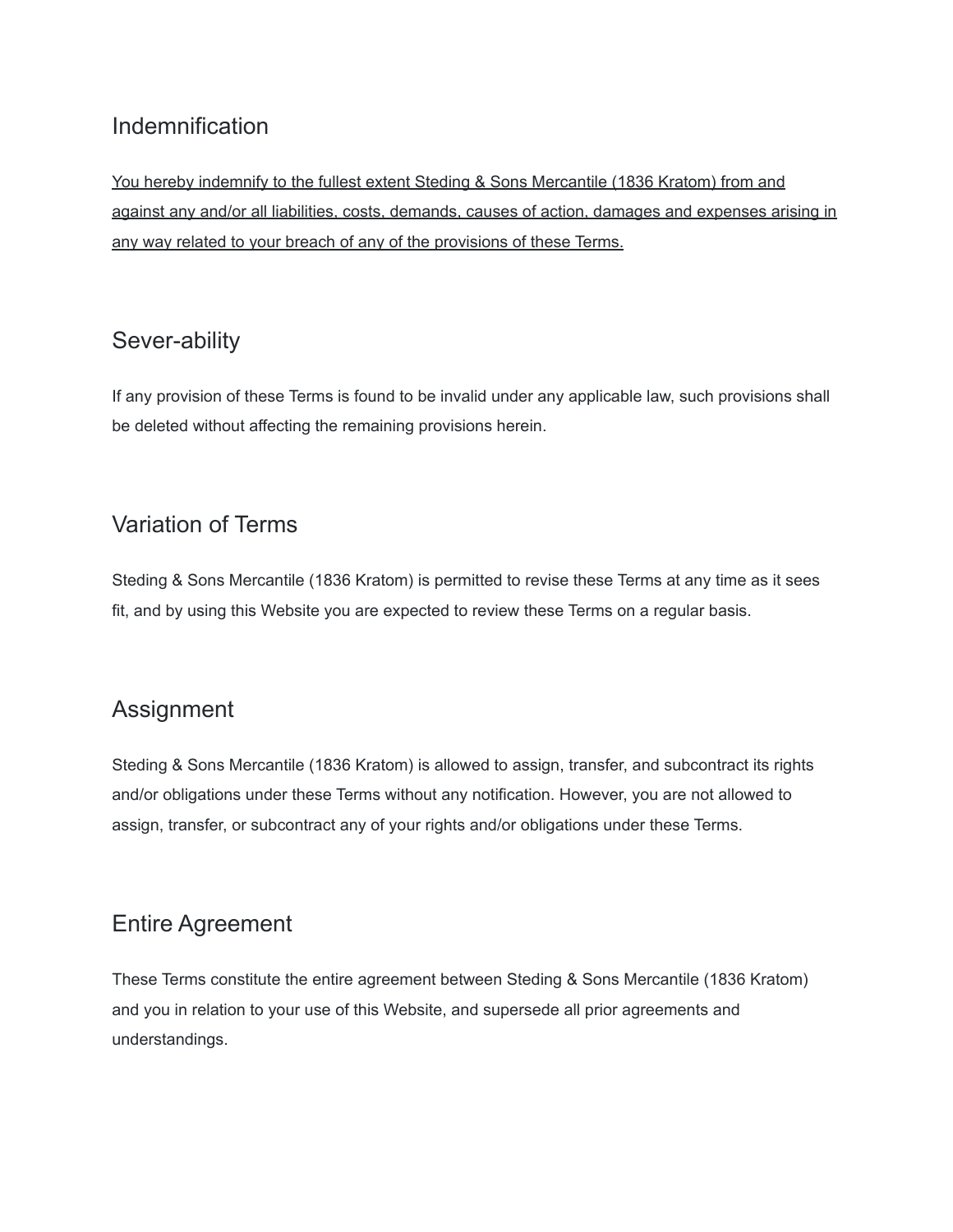## Indemnification

<u>You hereby indemnify to the fullest extent Steding & Sons Mercantile (1836 Kratom) from and against any and/or all liabilities, costs, demands, causes of action, damages and expenses arising in any way related to your breach of any of the provisions of these Terms.</u>

## Sever-ability

If any provision of these Terms is found to be invalid under any applicable law, such provisions shall be deleted without affecting the remaining provisions herein.

## Variation of Terms

Steding & Sons Mercantile (1836 Kratom) is permitted to revise these Terms at any time as it sees fit, and by using this Website you are expected to review these Terms on a regular basis.

## Assignment

Steding & Sons Mercantile (1836 Kratom) is allowed to assign, transfer, and subcontract its rights and/or obligations under these Terms without any notification. However, you are not allowed to assign, transfer, or subcontract any of your rights and/or obligations under these Terms.

## Entire Agreement

These Terms constitute the entire agreement between Steding & Sons Mercantile (1836 Kratom) and you in relation to your use of this Website, and supersede all prior agreements and understandings.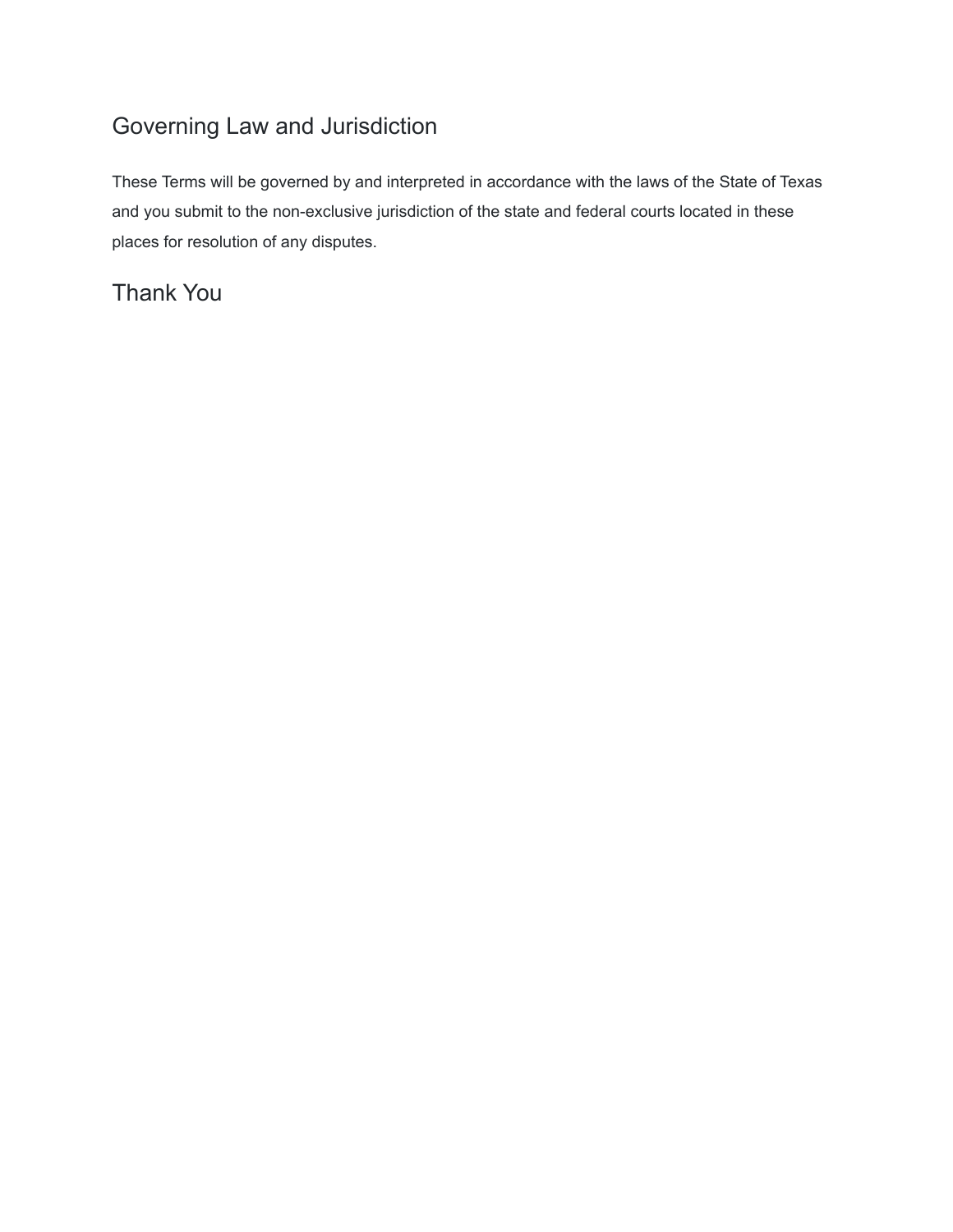## Governing Law and Jurisdiction

These Terms will be governed by and interpreted in accordance with the laws of the State of Texas and you submit to the non-exclusive jurisdiction of the state and federal courts located in these places for resolution of any disputes.

## Thank You